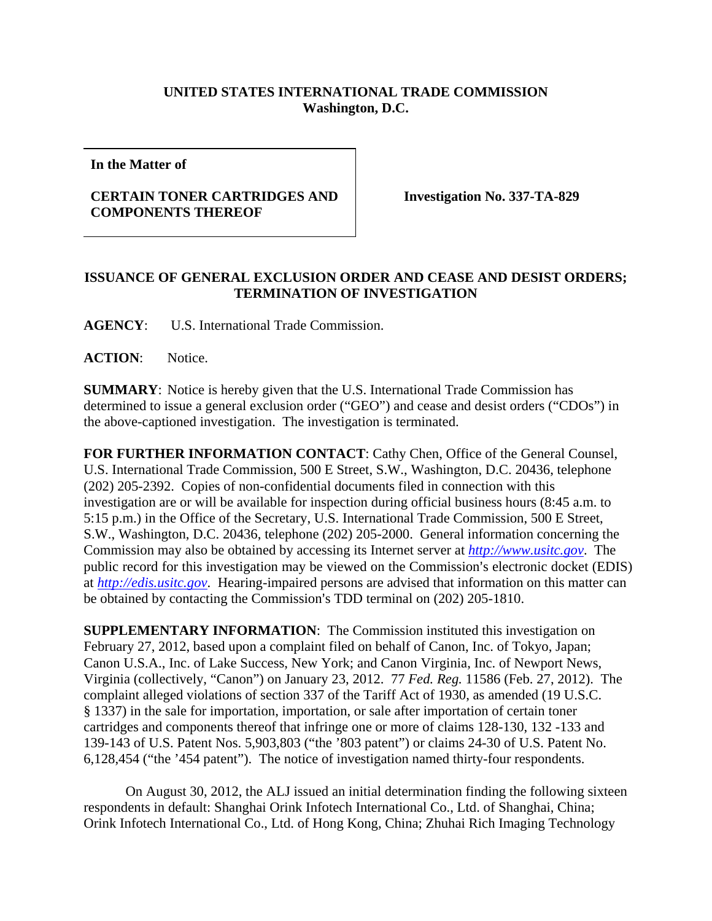**UNITED STATES INTERNATIONAL TRADE COMMISSION**
**Washington, D.C.**

| In the Matter of<br><br>**CERTAIN TONER CARTRIDGES AND COMPONENTS THEREOF** | **Investigation No. 337-TA-829** |
|---|---|

## ISSUANCE OF GENERAL EXCLUSION ORDER AND CEASE AND DESIST ORDERS; TERMINATION OF INVESTIGATION

**AGENCY**: U.S. International Trade Commission.

**ACTION**: Notice.

**SUMMARY**: Notice is hereby given that the U.S. International Trade Commission has determined to issue a general exclusion order ("GEO") and cease and desist orders ("CDOs") in the above-captioned investigation. The investigation is terminated.

**FOR FURTHER INFORMATION CONTACT**: Cathy Chen, Office of the General Counsel, U.S. International Trade Commission, 500 E Street, S.W., Washington, D.C. 20436, telephone (202) 205-2392. Copies of non-confidential documents filed in connection with this investigation are or will be available for inspection during official business hours (8:45 a.m. to 5:15 p.m.) in the Office of the Secretary, U.S. International Trade Commission, 500 E Street, S.W., Washington, D.C. 20436, telephone (202) 205-2000. General information concerning the Commission may also be obtained by accessing its Internet server at *http://www.usitc.gov*. The public record for this investigation may be viewed on the Commission's electronic docket (EDIS) at *http://edis.usitc.gov*. Hearing-impaired persons are advised that information on this matter can be obtained by contacting the Commission's TDD terminal on (202) 205-1810.

**SUPPLEMENTARY INFORMATION**: The Commission instituted this investigation on February 27, 2012, based upon a complaint filed on behalf of Canon, Inc. of Tokyo, Japan; Canon U.S.A., Inc. of Lake Success, New York; and Canon Virginia, Inc. of Newport News, Virginia (collectively, "Canon") on January 23, 2012. 77 *Fed. Reg.* 11586 (Feb. 27, 2012). The complaint alleged violations of section 337 of the Tariff Act of 1930, as amended (19 U.S.C. § 1337) in the sale for importation, importation, or sale after importation of certain toner cartridges and components thereof that infringe one or more of claims 128-130, 132 -133 and 139-143 of U.S. Patent Nos. 5,903,803 ("the '803 patent") or claims 24-30 of U.S. Patent No. 6,128,454 ("the '454 patent"). The notice of investigation named thirty-four respondents.

On August 30, 2012, the ALJ issued an initial determination finding the following sixteen respondents in default: Shanghai Orink Infotech International Co., Ltd. of Shanghai, China; Orink Infotech International Co., Ltd. of Hong Kong, China; Zhuhai Rich Imaging Technology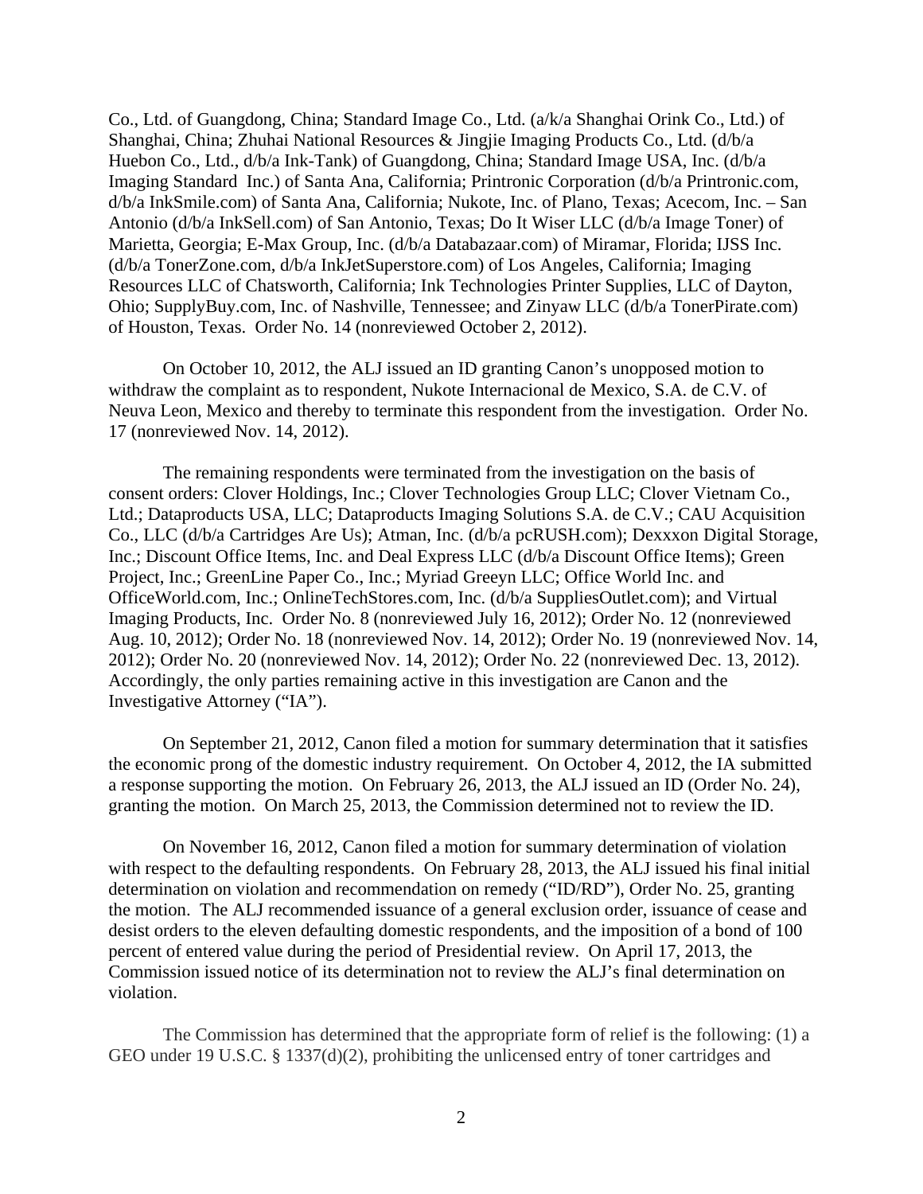Co., Ltd. of Guangdong, China; Standard Image Co., Ltd. (a/k/a Shanghai Orink Co., Ltd.) of Shanghai, China; Zhuhai National Resources & Jingjie Imaging Products Co., Ltd. (d/b/a Huebon Co., Ltd., d/b/a Ink-Tank) of Guangdong, China; Standard Image USA, Inc. (d/b/a Imaging Standard Inc.) of Santa Ana, California; Printronic Corporation (d/b/a Printronic.com, d/b/a InkSmile.com) of Santa Ana, California; Nukote, Inc. of Plano, Texas; Acecom, Inc. – San Antonio (d/b/a InkSell.com) of San Antonio, Texas; Do It Wiser LLC (d/b/a Image Toner) of Marietta, Georgia; E-Max Group, Inc. (d/b/a Databazaar.com) of Miramar, Florida; IJSS Inc. (d/b/a TonerZone.com, d/b/a InkJetSuperstore.com) of Los Angeles, California; Imaging Resources LLC of Chatsworth, California; Ink Technologies Printer Supplies, LLC of Dayton, Ohio; SupplyBuy.com, Inc. of Nashville, Tennessee; and Zinyaw LLC (d/b/a TonerPirate.com) of Houston, Texas. Order No. 14 (nonreviewed October 2, 2012).

On October 10, 2012, the ALJ issued an ID granting Canon's unopposed motion to withdraw the complaint as to respondent, Nukote Internacional de Mexico, S.A. de C.V. of Neuva Leon, Mexico and thereby to terminate this respondent from the investigation. Order No. 17 (nonreviewed Nov. 14, 2012).

The remaining respondents were terminated from the investigation on the basis of consent orders: Clover Holdings, Inc.; Clover Technologies Group LLC; Clover Vietnam Co., Ltd.; Dataproducts USA, LLC; Dataproducts Imaging Solutions S.A. de C.V.; CAU Acquisition Co., LLC (d/b/a Cartridges Are Us); Atman, Inc. (d/b/a pcRUSH.com); Dexxxon Digital Storage, Inc.; Discount Office Items, Inc. and Deal Express LLC (d/b/a Discount Office Items); Green Project, Inc.; GreenLine Paper Co., Inc.; Myriad Greeyn LLC; Office World Inc. and OfficeWorld.com, Inc.; OnlineTechStores.com, Inc. (d/b/a SuppliesOutlet.com); and Virtual Imaging Products, Inc. Order No. 8 (nonreviewed July 16, 2012); Order No. 12 (nonreviewed Aug. 10, 2012); Order No. 18 (nonreviewed Nov. 14, 2012); Order No. 19 (nonreviewed Nov. 14, 2012); Order No. 20 (nonreviewed Nov. 14, 2012); Order No. 22 (nonreviewed Dec. 13, 2012). Accordingly, the only parties remaining active in this investigation are Canon and the Investigative Attorney ("IA").

On September 21, 2012, Canon filed a motion for summary determination that it satisfies the economic prong of the domestic industry requirement. On October 4, 2012, the IA submitted a response supporting the motion. On February 26, 2013, the ALJ issued an ID (Order No. 24), granting the motion. On March 25, 2013, the Commission determined not to review the ID.

On November 16, 2012, Canon filed a motion for summary determination of violation with respect to the defaulting respondents. On February 28, 2013, the ALJ issued his final initial determination on violation and recommendation on remedy ("ID/RD"), Order No. 25, granting the motion. The ALJ recommended issuance of a general exclusion order, issuance of cease and desist orders to the eleven defaulting domestic respondents, and the imposition of a bond of 100 percent of entered value during the period of Presidential review. On April 17, 2013, the Commission issued notice of its determination not to review the ALJ's final determination on violation.

The Commission has determined that the appropriate form of relief is the following: (1) a GEO under 19 U.S.C. § 1337(d)(2), prohibiting the unlicensed entry of toner cartridges and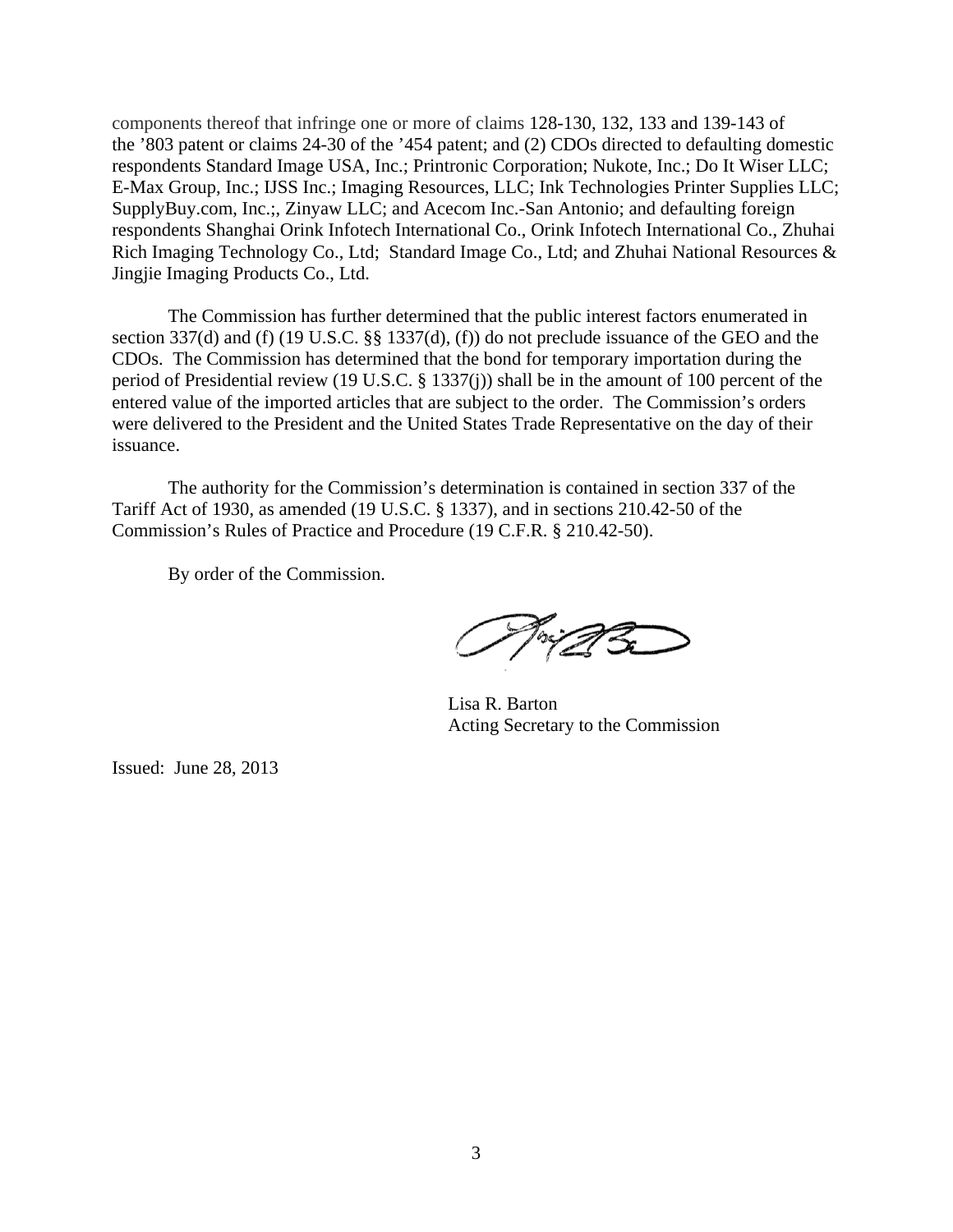components thereof that infringe one or more of claims 128-130, 132, 133 and 139-143 of the '803 patent or claims 24-30 of the '454 patent; and (2) CDOs directed to defaulting domestic respondents Standard Image USA, Inc.; Printronic Corporation; Nukote, Inc.; Do It Wiser LLC; E-Max Group, Inc.; IJSS Inc.; Imaging Resources, LLC; Ink Technologies Printer Supplies LLC; SupplyBuy.com, Inc.;, Zinyaw LLC; and Acecom Inc.-San Antonio; and defaulting foreign respondents Shanghai Orink Infotech International Co., Orink Infotech International Co., Zhuhai Rich Imaging Technology Co., Ltd; Standard Image Co., Ltd; and Zhuhai National Resources & Jingjie Imaging Products Co., Ltd.

The Commission has further determined that the public interest factors enumerated in section 337(d) and (f) (19 U.S.C. §§ 1337(d), (f)) do not preclude issuance of the GEO and the CDOs. The Commission has determined that the bond for temporary importation during the period of Presidential review (19 U.S.C. § 1337(j)) shall be in the amount of 100 percent of the entered value of the imported articles that are subject to the order. The Commission's orders were delivered to the President and the United States Trade Representative on the day of their issuance.

The authority for the Commission's determination is contained in section 337 of the Tariff Act of 1930, as amended (19 U.S.C. § 1337), and in sections 210.42-50 of the Commission's Rules of Practice and Procedure (19 C.F.R. § 210.42-50).

By order of the Commission.

Lisa R. Barton
Acting Secretary to the Commission

Issued: June 28, 2013